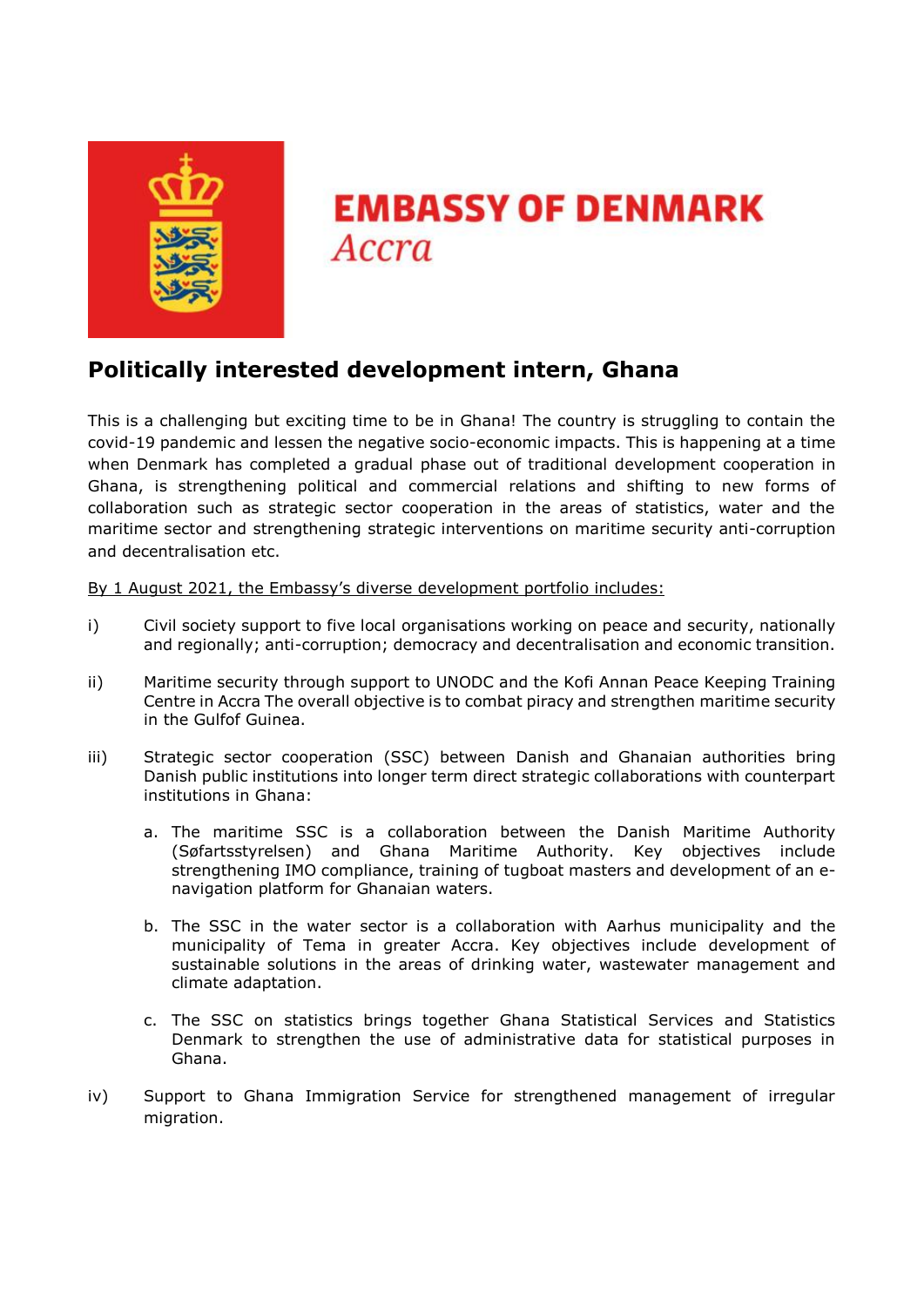**EMBASSY OF DENMARK**
*Accra*

# Politically interested development intern, Ghana

This is a challenging but exciting time to be in Ghana! The country is struggling to contain the covid-19 pandemic and lessen the negative socio-economic impacts. This is happening at a time when Denmark has completed a gradual phase out of traditional development cooperation in Ghana, is strengthening political and commercial relations and shifting to new forms of collaboration such as strategic sector cooperation in the areas of statistics, water and the maritime sector and strengthening strategic interventions on maritime security anti-corruption and decentralisation etc.

<u>By 1 August 2021, the Embassy's diverse development portfolio includes:</u>

i) Civil society support to five local organisations working on peace and security, nationally and regionally; anti-corruption; democracy and decentralisation and economic transition.

ii) Maritime security through support to UNODC and the Kofi Annan Peace Keeping Training Centre in Accra The overall objective is to combat piracy and strengthen maritime security in the Gulfof Guinea.

iii) Strategic sector cooperation (SSC) between Danish and Ghanaian authorities bring Danish public institutions into longer term direct strategic collaborations with counterpart institutions in Ghana:

   a. The maritime SSC is a collaboration between the Danish Maritime Authority (Søfartsstyrelsen) and Ghana Maritime Authority. Key objectives include strengthening IMO compliance, training of tugboat masters and development of an e-navigation platform for Ghanaian waters.

   b. The SSC in the water sector is a collaboration with Aarhus municipality and the municipality of Tema in greater Accra. Key objectives include development of sustainable solutions in the areas of drinking water, wastewater management and climate adaptation.

   c. The SSC on statistics brings together Ghana Statistical Services and Statistics Denmark to strengthen the use of administrative data for statistical purposes in Ghana.

iv) Support to Ghana Immigration Service for strengthened management of irregular migration.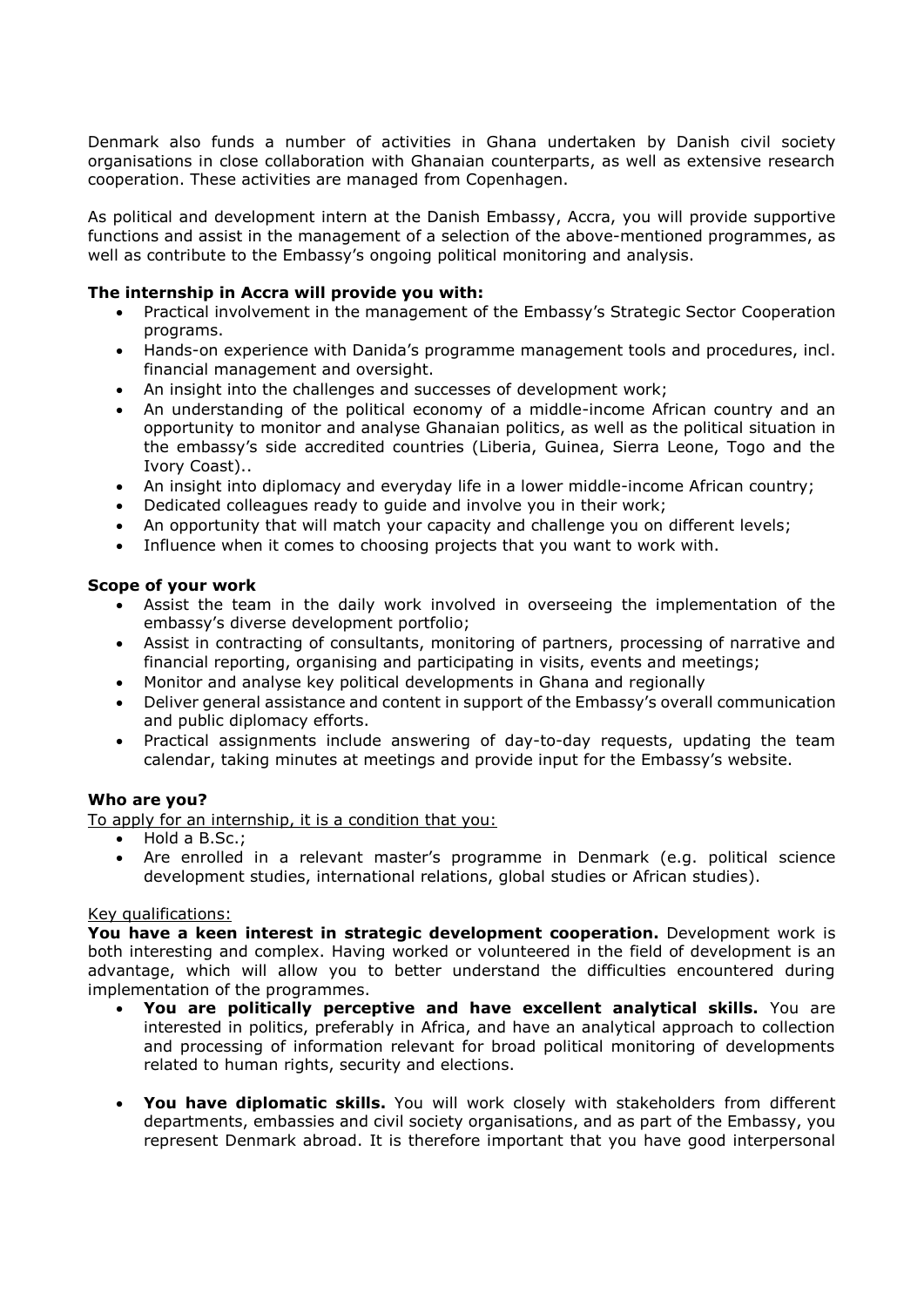Denmark also funds a number of activities in Ghana undertaken by Danish civil society organisations in close collaboration with Ghanaian counterparts, as well as extensive research cooperation. These activities are managed from Copenhagen.

As political and development intern at the Danish Embassy, Accra, you will provide supportive functions and assist in the management of a selection of the above-mentioned programmes, as well as contribute to the Embassy's ongoing political monitoring and analysis.

**The internship in Accra will provide you with:**

- Practical involvement in the management of the Embassy's Strategic Sector Cooperation programs.
- Hands-on experience with Danida's programme management tools and procedures, incl. financial management and oversight.
- An insight into the challenges and successes of development work;
- An understanding of the political economy of a middle-income African country and an opportunity to monitor and analyse Ghanaian politics, as well as the political situation in the embassy's side accredited countries (Liberia, Guinea, Sierra Leone, Togo and the Ivory Coast)..
- An insight into diplomacy and everyday life in a lower middle-income African country;
- Dedicated colleagues ready to guide and involve you in their work;
- An opportunity that will match your capacity and challenge you on different levels;
- Influence when it comes to choosing projects that you want to work with.

**Scope of your work**

- Assist the team in the daily work involved in overseeing the implementation of the embassy's diverse development portfolio;
- Assist in contracting of consultants, monitoring of partners, processing of narrative and financial reporting, organising and participating in visits, events and meetings;
- Monitor and analyse key political developments in Ghana and regionally
- Deliver general assistance and content in support of the Embassy's overall communication and public diplomacy efforts.
- Practical assignments include answering of day-to-day requests, updating the team calendar, taking minutes at meetings and provide input for the Embassy's website.

**Who are you?**

To apply for an internship, it is a condition that you:

- Hold a B.Sc.;
- Are enrolled in a relevant master's programme in Denmark (e.g. political science development studies, international relations, global studies or African studies).

Key qualifications:

**You have a keen interest in strategic development cooperation.** Development work is both interesting and complex. Having worked or volunteered in the field of development is an advantage, which will allow you to better understand the difficulties encountered during implementation of the programmes.

- **You are politically perceptive and have excellent analytical skills.** You are interested in politics, preferably in Africa, and have an analytical approach to collection and processing of information relevant for broad political monitoring of developments related to human rights, security and elections.

- **You have diplomatic skills.** You will work closely with stakeholders from different departments, embassies and civil society organisations, and as part of the Embassy, you represent Denmark abroad. It is therefore important that you have good interpersonal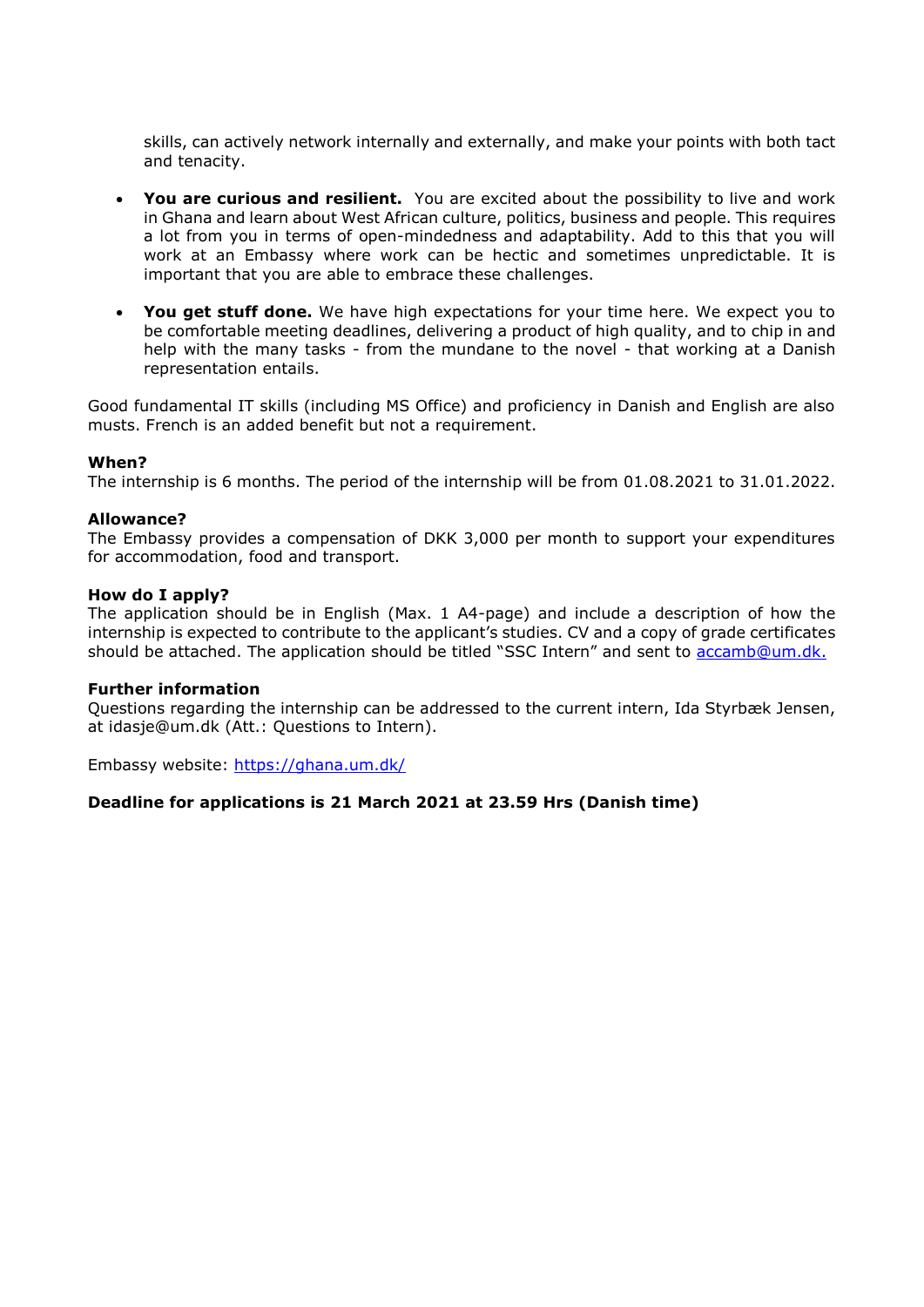skills, can actively network internally and externally, and make your points with both tact and tenacity.

- **You are curious and resilient.** You are excited about the possibility to live and work in Ghana and learn about West African culture, politics, business and people. This requires a lot from you in terms of open-mindedness and adaptability. Add to this that you will work at an Embassy where work can be hectic and sometimes unpredictable. It is important that you are able to embrace these challenges.

- **You get stuff done.** We have high expectations for your time here. We expect you to be comfortable meeting deadlines, delivering a product of high quality, and to chip in and help with the many tasks - from the mundane to the novel - that working at a Danish representation entails.

Good fundamental IT skills (including MS Office) and proficiency in Danish and English are also musts. French is an added benefit but not a requirement.

**When?**
The internship is 6 months. The period of the internship will be from 01.08.2021 to 31.01.2022.

**Allowance?**
The Embassy provides a compensation of DKK 3,000 per month to support your expenditures for accommodation, food and transport.

**How do I apply?**
The application should be in English (Max. 1 A4-page) and include a description of how the internship is expected to contribute to the applicant's studies. CV and a copy of grade certificates should be attached. The application should be titled "SSC Intern" and sent to accamb@um.dk.

**Further information**
Questions regarding the internship can be addressed to the current intern, Ida Styrbæk Jensen, at idasje@um.dk (Att.: Questions to Intern).

Embassy website: https://ghana.um.dk/

**Deadline for applications is 21 March 2021 at 23.59 Hrs (Danish time)**